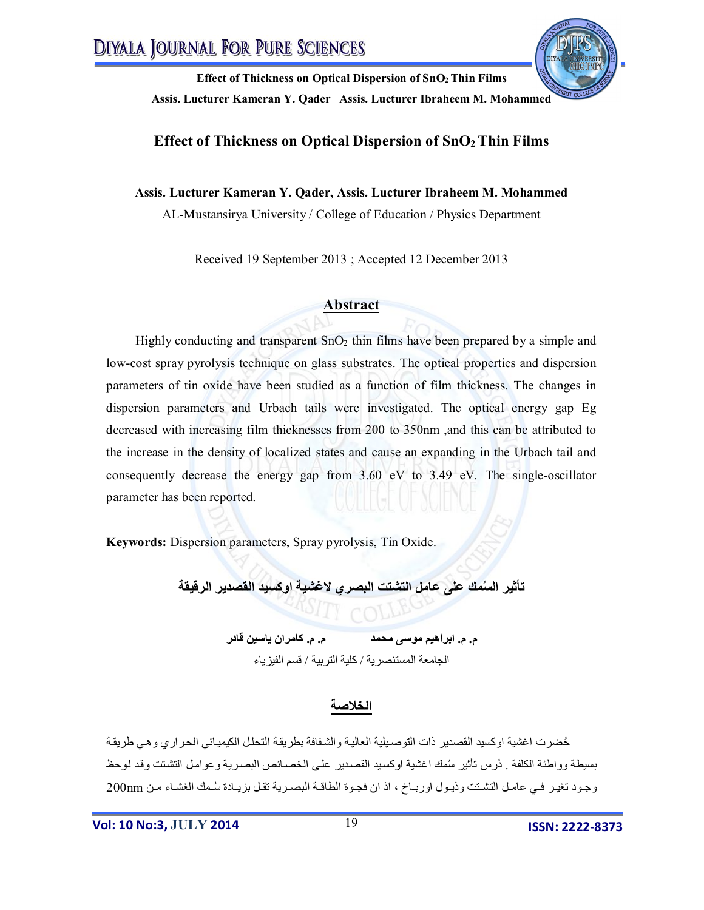# Effect of Thickness on Optical Dispersion of $SnO_2$ Thin Films

**Assis. Lucturer Kameran Y. Qader, Assis. Lucturer Ibraheem M. Mohammed**

AL-Mustansirya University / College of Education / Physics Department

Received 19 September 2013 ; Accepted 12 December 2013

## Abstract

Highly conducting and transparent $SnO_2$ thin films have been prepared by a simple and low-cost spray pyrolysis technique on glass substrates. The optical properties and dispersion parameters of tin oxide have been studied as a function of film thickness. The changes in dispersion parameters and Urbach tails were investigated. The optical energy gap Eg decreased with increasing film thicknesses from 200 to 350nm ,and this can be attributed to the increase in the density of localized states and cause an expanding in the Urbach tail and consequently decrease the energy gap from 3.60 eV to 3.49 eV. The single-oscillator parameter has been reported.

**Keywords:** Dispersion parameters, Spray pyrolysis, Tin Oxide.

# تأثير السُمك على عامل التشتت البصري لاغشية اوكسيد القصدير الرقيقة

**م. م. ابراهيم موسى محمد　　　　م. م. كامران ياسين قادر**

الجامعة المستنصرية / كلية التربية / قسم الفيزياء

## الخلاصة

حُضرت اغشية اوكسيد القصدير ذات التوصيلية العالية والشفافة بطريقة التحلل الكيميائي الحراري وهي طريقة بسيطة وواطئة الكلفة . دُرس تأثير سُمك اغشية اوكسيد القصدير على الخصائص البصرية وعوامل التشتت وقد لوحظ وجود تغير في عامل التشتت وذيول اورباخ ، اذ ان فجوة الطاقة البصرية تقل بزيادة سُمك الغشاء من 200nm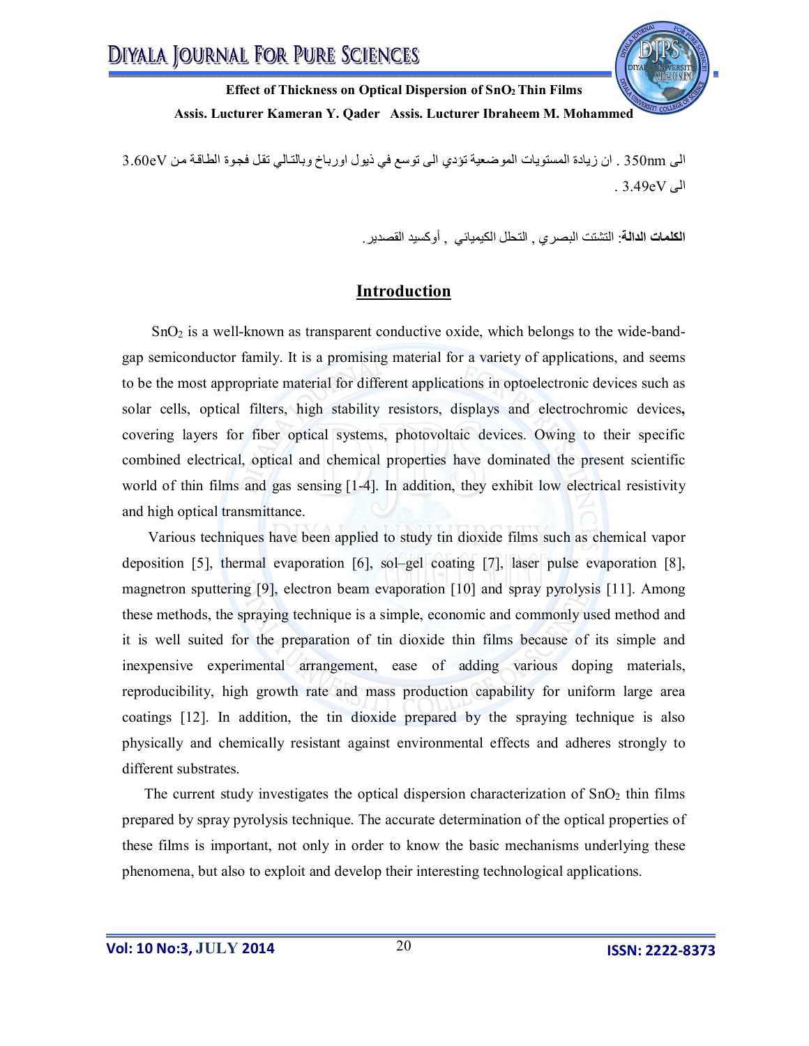الى 350nm . ان زيادة المستويات الموضعية تؤدي الى توسع في ذيول اورباخ وبالتالي تقل فجوة الطاقة من 3.60eV الى 3.49eV .

**الكلمات الدالة**: التشتت البصري , التحلل الكيميائي , أوكسيد القصدير.

## Introduction

$SnO_2$ is a well-known as transparent conductive oxide, which belongs to the wide-band-gap semiconductor family. It is a promising material for a variety of applications, and seems to be the most appropriate material for different applications in optoelectronic devices such as solar cells, optical filters, high stability resistors, displays and electrochromic devices**,** covering layers for fiber optical systems, photovoltaic devices. Owing to their specific combined electrical, optical and chemical properties have dominated the present scientific world of thin films and gas sensing [1-4]. In addition, they exhibit low electrical resistivity and high optical transmittance.

Various techniques have been applied to study tin dioxide films such as chemical vapor deposition [5], thermal evaporation [6], sol–gel coating [7], laser pulse evaporation [8], magnetron sputtering [9], electron beam evaporation [10] and spray pyrolysis [11]. Among these methods, the spraying technique is a simple, economic and commonly used method and it is well suited for the preparation of tin dioxide thin films because of its simple and inexpensive experimental arrangement, ease of adding various doping materials, reproducibility, high growth rate and mass production capability for uniform large area coatings [12]. In addition, the tin dioxide prepared by the spraying technique is also physically and chemically resistant against environmental effects and adheres strongly to different substrates.

The current study investigates the optical dispersion characterization of $SnO_2$ thin films prepared by spray pyrolysis technique. The accurate determination of the optical properties of these films is important, not only in order to know the basic mechanisms underlying these phenomena, but also to exploit and develop their interesting technological applications.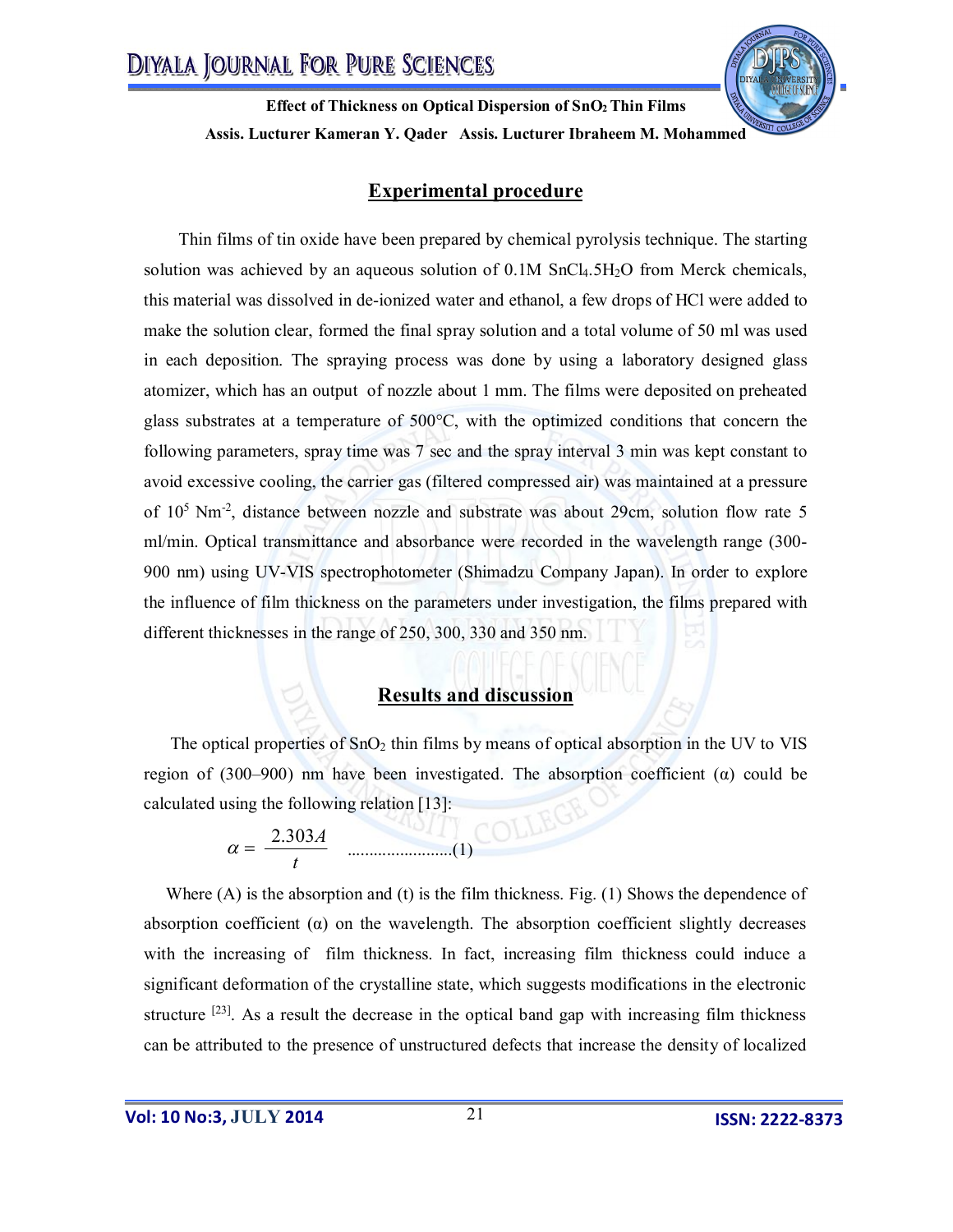## Experimental procedure

Thin films of tin oxide have been prepared by chemical pyrolysis technique. The starting solution was achieved by an aqueous solution of 0.1M $SnCl_4.5H_2O$ from Merck chemicals, this material was dissolved in de-ionized water and ethanol, a few drops of HCl were added to make the solution clear, formed the final spray solution and a total volume of 50 ml was used in each deposition. The spraying process was done by using a laboratory designed glass atomizer, which has an output of nozzle about 1 mm. The films were deposited on preheated glass substrates at a temperature of 500°C, with the optimized conditions that concern the following parameters, spray time was 7 sec and the spray interval 3 min was kept constant to avoid excessive cooling, the carrier gas (filtered compressed air) was maintained at a pressure of $10^5$ $Nm^{-2}$, distance between nozzle and substrate was about 29cm, solution flow rate 5 ml/min. Optical transmittance and absorbance were recorded in the wavelength range (300-900 nm) using UV-VIS spectrophotometer (Shimadzu Company Japan). In order to explore the influence of film thickness on the parameters under investigation, the films prepared with different thicknesses in the range of 250, 300, 330 and 350 nm.

## Results and discussion

The optical properties of $SnO_2$ thin films by means of optical absorption in the UV to VIS region of (300–900) nm have been investigated. The absorption coefficient ($\alpha$) could be calculated using the following relation [13]:

$$\alpha = \frac{2.303A}{t} \quad \text{........................(1)}$$

Where (A) is the absorption and (t) is the film thickness. Fig. (1) Shows the dependence of absorption coefficient ($\alpha$) on the wavelength. The absorption coefficient slightly decreases with the increasing of film thickness. In fact, increasing film thickness could induce a significant deformation of the crystalline state, which suggests modifications in the electronic structure [23]. As a result the decrease in the optical band gap with increasing film thickness can be attributed to the presence of unstructured defects that increase the density of localized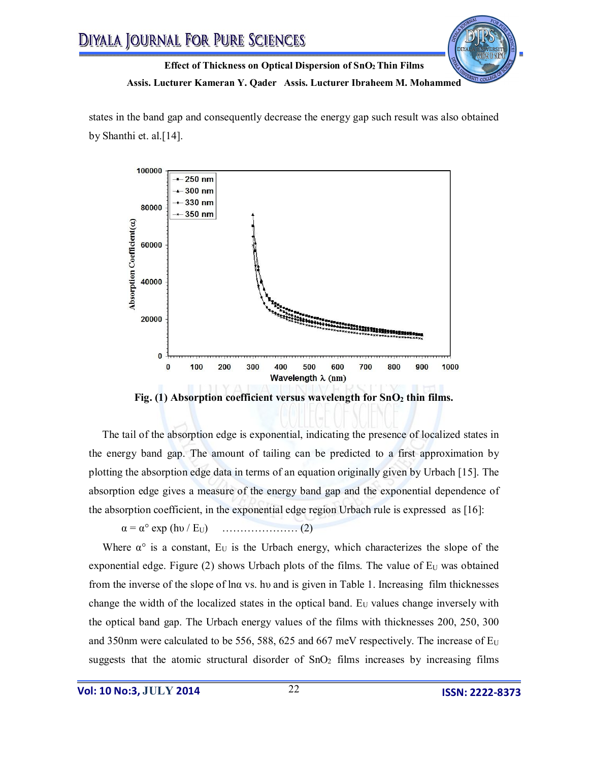states in the band gap and consequently decrease the energy gap such result was also obtained by Shanthi et. al.[14].

Fig. (1) Absorption coefficient versus wavelength for $SnO_2$ thin films.

The tail of the absorption edge is exponential, indicating the presence of localized states in the energy band gap. The amount of tailing can be predicted to a first approximation by plotting the absorption edge data in terms of an equation originally given by Urbach [15]. The absorption edge gives a measure of the energy band gap and the exponential dependence of the absorption coefficient, in the exponential edge region Urbach rule is expressed as [16]:

$$\alpha = \alpha^{\circ} \exp (h\upsilon / E_U) \quad \text{..................... (2)}$$

Where $\alpha^{\circ}$ is a constant, $E_U$ is the Urbach energy, which characterizes the slope of the exponential edge. Figure (2) shows Urbach plots of the films. The value of $E_U$ was obtained from the inverse of the slope of $\ln\alpha$ vs. $h\upsilon$ and is given in Table 1. Increasing film thicknesses change the width of the localized states in the optical band. $E_U$ values change inversely with the optical band gap. The Urbach energy values of the films with thicknesses 200, 250, 300 and 350nm were calculated to be 556, 588, 625 and 667 meV respectively. The increase of $E_U$ suggests that the atomic structural disorder of $SnO_2$ films increases by increasing films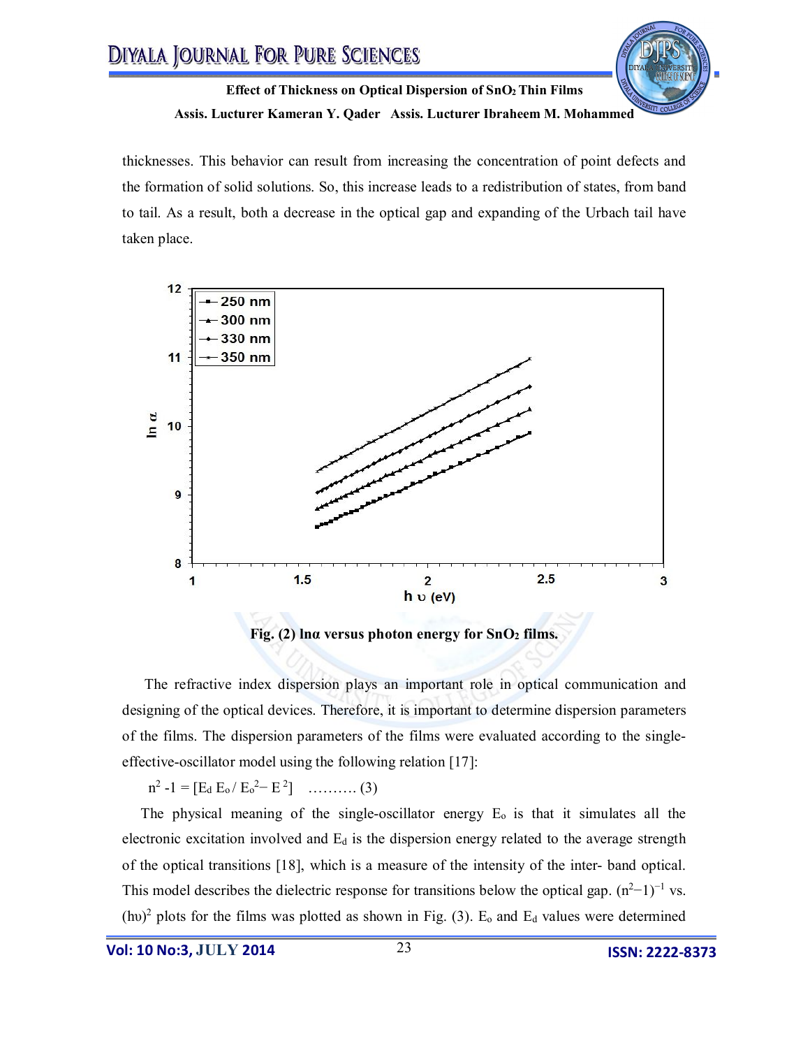thicknesses. This behavior can result from increasing the concentration of point defects and the formation of solid solutions. So, this increase leads to a redistribution of states, from band to tail. As a result, both a decrease in the optical gap and expanding of the Urbach tail have taken place.

Fig. (2) lnα versus photon energy for $SnO_2$ films.

The refractive index dispersion plays an important role in optical communication and designing of the optical devices. Therefore, it is important to determine dispersion parameters of the films. The dispersion parameters of the films were evaluated according to the single-effective-oscillator model using the following relation [17]:

$$n^2 - 1 = [E_d E_o / E_o^2 - E^2] \quad \text{.......... (3)}$$

The physical meaning of the single-oscillator energy $E_o$ is that it simulates all the electronic excitation involved and $E_d$ is the dispersion energy related to the average strength of the optical transitions [18], which is a measure of the intensity of the inter- band optical. This model describes the dielectric response for transitions below the optical gap. $(n^2-1)^{-1}$ vs. $(h\upsilon)^2$ plots for the films was plotted as shown in Fig. (3). $E_o$ and $E_d$ values were determined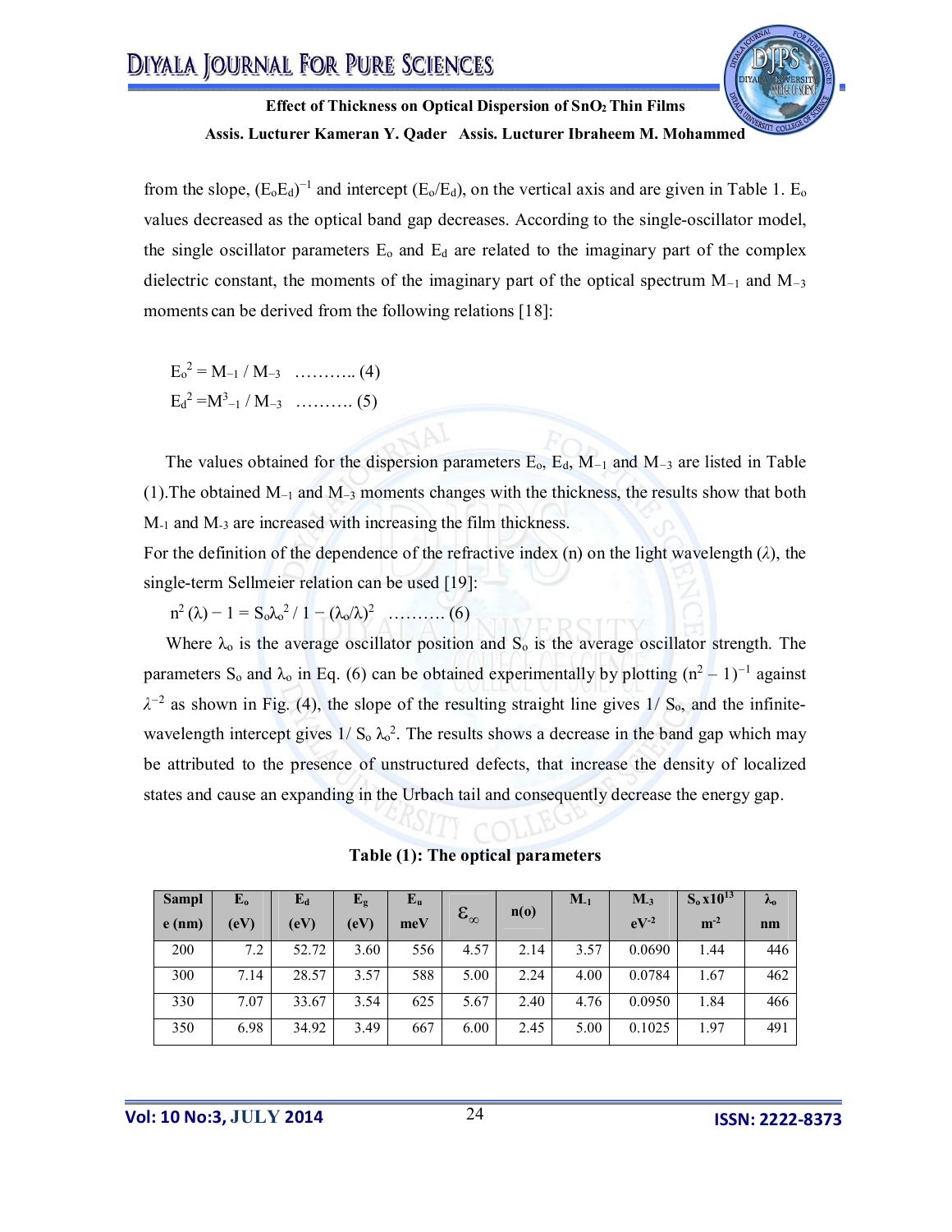from the slope, $(E_oE_d)^{-1}$ and intercept $(E_o/E_d)$, on the vertical axis and are given in Table 1. $E_o$ values decreased as the optical band gap decreases. According to the single-oscillator model, the single oscillator parameters $E_o$ and $E_d$ are related to the imaginary part of the complex dielectric constant, the moments of the imaginary part of the optical spectrum $M_{-1}$ and $M_{-3}$ moments can be derived from the following relations [18]:

$$E_o^2 = M_{-1} / M_{-3} \quad \text{………..} \ (4)$$

$$E_d^2 = M^3_{-1} / M_{-3} \quad \text{……….} \ (5)$$

The values obtained for the dispersion parameters $E_o$, $E_d$, $M_{-1}$ and $M_{-3}$ are listed in Table (1).The obtained $M_{-1}$ and $M_{-3}$ moments changes with the thickness, the results show that both $M_{-1}$ and $M_{-3}$ are increased with increasing the film thickness.

For the definition of the dependence of the refractive index (n) on the light wavelength ($\lambda$), the single-term Sellmeier relation can be used [19]:

$$n^2(\lambda) - 1 = S_o\lambda_o^2 / 1 - (\lambda_o/\lambda)^2 \quad \text{……….} \ (6)$$

Where $\lambda_o$ is the average oscillator position and $S_o$ is the average oscillator strength. The parameters $S_o$ and $\lambda_o$ in Eq. (6) can be obtained experimentally by plotting $(n^2 - 1)^{-1}$ against $\lambda^{-2}$ as shown in Fig. (4), the slope of the resulting straight line gives $1/ S_o$, and the infinite-wavelength intercept gives $1/ S_o \lambda_o^2$. The results shows a decrease in the band gap which may be attributed to the presence of unstructured defects, that increase the density of localized states and cause an expanding in the Urbach tail and consequently decrease the energy gap.

**Table (1): The optical parameters**

| Sample (nm) | $E_o$ (eV) | $E_d$ (eV) | $E_g$ (eV) | $E_u$ meV | $\varepsilon_\infty$ | n(o) | $M_{-1}$ | $M_{-3}$ $eV^{-2}$ | $S_o \times 10^{13}$ $m^{-2}$ | $\lambda_o$ nm |
|---|---|---|---|---|---|---|---|---|---|---|
| 200 | 7.2 | 52.72 | 3.60 | 556 | 4.57 | 2.14 | 3.57 | 0.0690 | 1.44 | 446 |
| 300 | 7.14 | 28.57 | 3.57 | 588 | 5.00 | 2.24 | 4.00 | 0.0784 | 1.67 | 462 |
| 330 | 7.07 | 33.67 | 3.54 | 625 | 5.67 | 2.40 | 4.76 | 0.0950 | 1.84 | 466 |
| 350 | 6.98 | 34.92 | 3.49 | 667 | 6.00 | 2.45 | 5.00 | 0.1025 | 1.97 | 491 |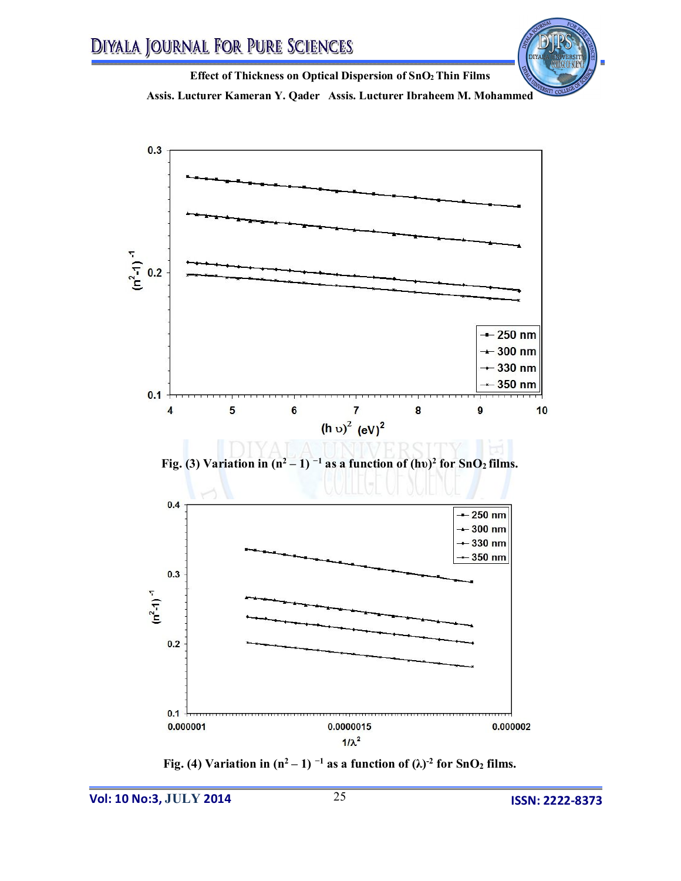Fig. (3) Variation in $(n^2 - 1)^{-1}$ as a function of $(h\upsilon)^2$ for $SnO_2$ films.

Fig. (4) Variation in $(n^2 - 1)^{-1}$ as a function of $(\lambda)^{-2}$ for $SnO_2$ films.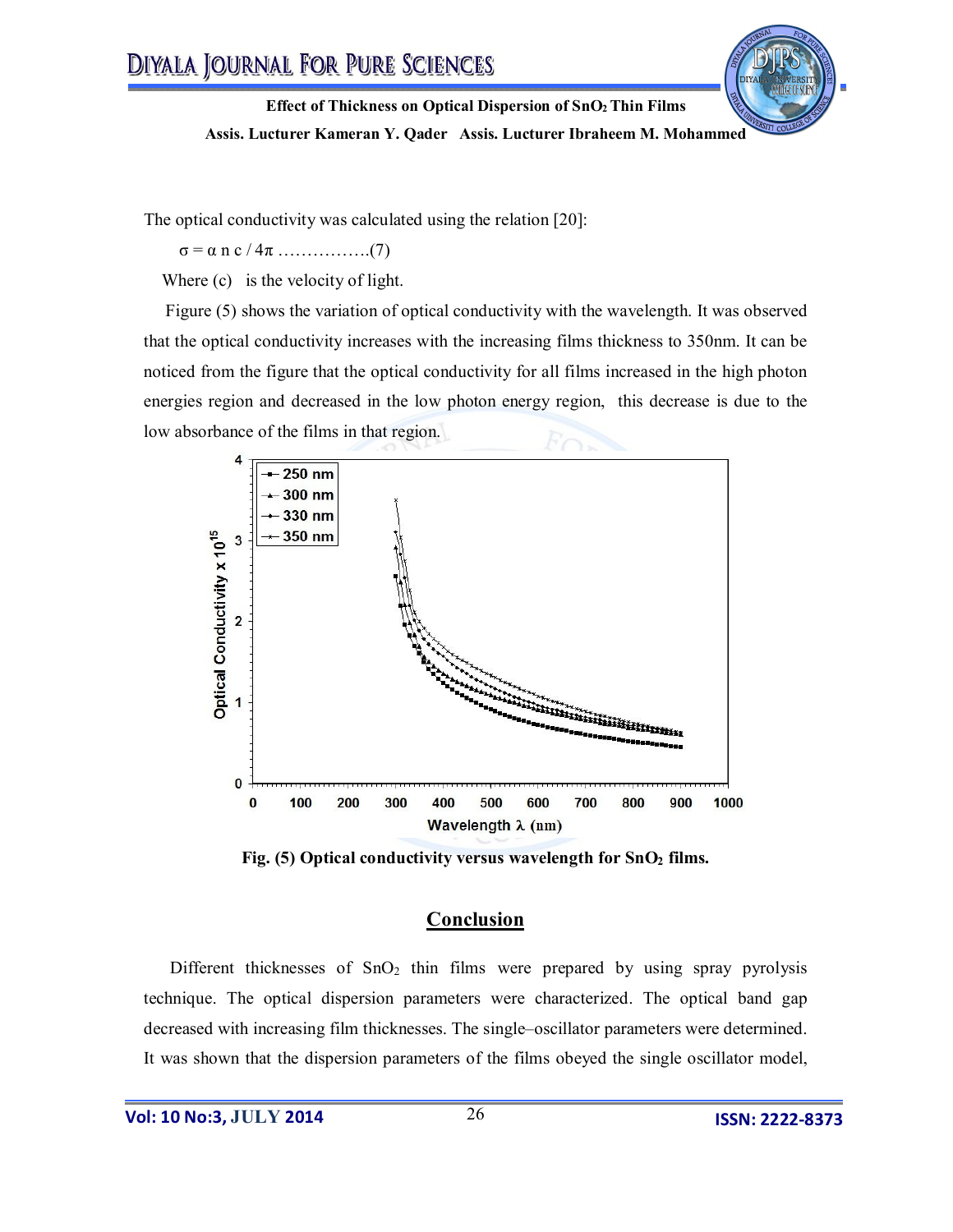The optical conductivity was calculated using the relation [20]:

$$\sigma = \alpha \, n \, c / 4\pi \quad \ldots\ldots\ldots\ldots\ldots\ldots(7)$$

Where (c) is the velocity of light.

Figure (5) shows the variation of optical conductivity with the wavelength. It was observed that the optical conductivity increases with the increasing films thickness to 350nm. It can be noticed from the figure that the optical conductivity for all films increased in the high photon energies region and decreased in the low photon energy region, this decrease is due to the low absorbance of the films in that region.

**Fig. (5) Optical conductivity versus wavelength for $SnO_2$ films.**

## Conclusion

Different thicknesses of $SnO_2$ thin films were prepared by using spray pyrolysis technique. The optical dispersion parameters were characterized. The optical band gap decreased with increasing film thicknesses. The single–oscillator parameters were determined. It was shown that the dispersion parameters of the films obeyed the single oscillator model,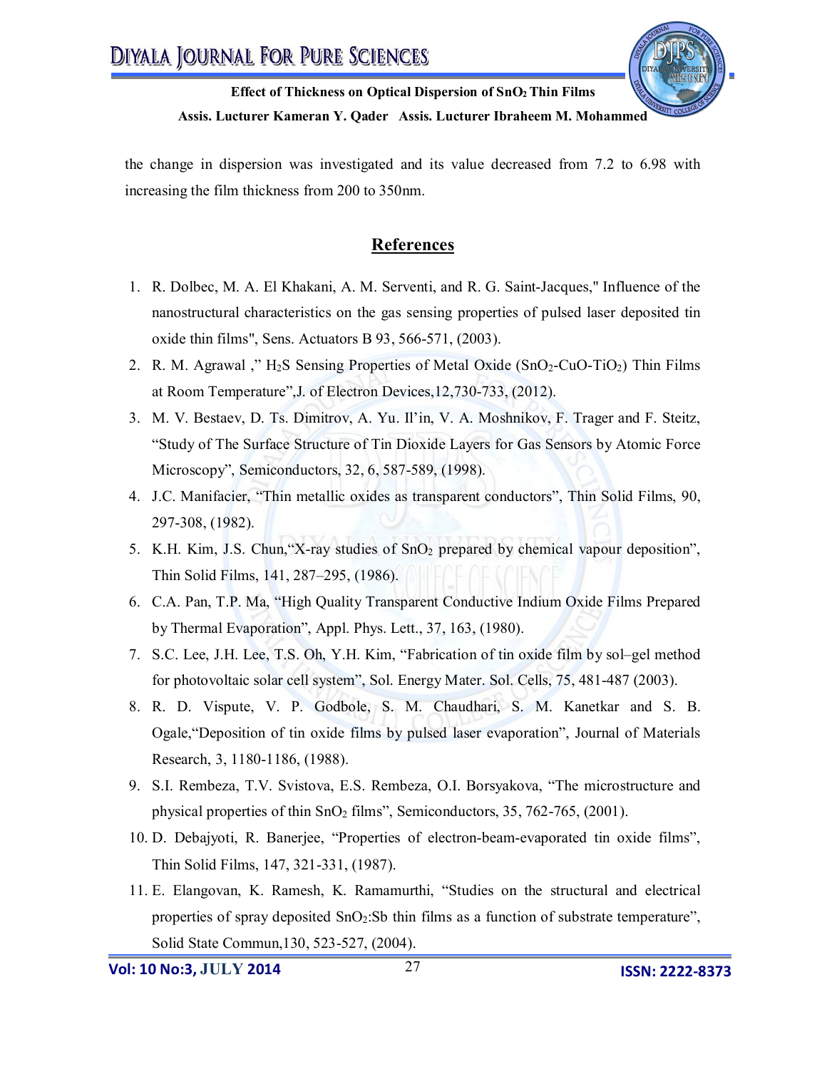the change in dispersion was investigated and its value decreased from 7.2 to 6.98 with increasing the film thickness from 200 to 350nm.

## References

1. R. Dolbec, M. A. El Khakani, A. M. Serventi, and R. G. Saint-Jacques," Influence of the nanostructural characteristics on the gas sensing properties of pulsed laser deposited tin oxide thin films", Sens. Actuators B 93, 566-571, (2003).
2. R. M. Agrawal ," $H_2S$ Sensing Properties of Metal Oxide ($SnO_2$-CuO-$TiO_2$) Thin Films at Room Temperature",J. of Electron Devices,12,730-733, (2012).
3. M. V. Bestaev, D. Ts. Dimitrov, A. Yu. Il'in, V. A. Moshnikov, F. Trager and F. Steitz, "Study of The Surface Structure of Tin Dioxide Layers for Gas Sensors by Atomic Force Microscopy", Semiconductors, 32, 6, 587-589, (1998).
4. J.C. Manifacier, "Thin metallic oxides as transparent conductors", Thin Solid Films, 90, 297-308, (1982).
5. K.H. Kim, J.S. Chun,"X-ray studies of $SnO_2$ prepared by chemical vapour deposition", Thin Solid Films, 141, 287–295, (1986).
6. C.A. Pan, T.P. Ma, "High Quality Transparent Conductive Indium Oxide Films Prepared by Thermal Evaporation", Appl. Phys. Lett., 37, 163, (1980).
7. S.C. Lee, J.H. Lee, T.S. Oh, Y.H. Kim, "Fabrication of tin oxide film by sol–gel method for photovoltaic solar cell system", Sol. Energy Mater. Sol. Cells, 75, 481-487 (2003).
8. R. D. Vispute, V. P. Godbole, S. M. Chaudhari, S. M. Kanetkar and S. B. Ogale,"Deposition of tin oxide films by pulsed laser evaporation", Journal of Materials Research, 3, 1180-1186, (1988).
9. S.I. Rembeza, T.V. Svistova, E.S. Rembeza, O.I. Borsyakova, "The microstructure and physical properties of thin $SnO_2$ films", Semiconductors, 35, 762-765, (2001).
10. D. Debajyoti, R. Banerjee, "Properties of electron-beam-evaporated tin oxide films", Thin Solid Films, 147, 321-331, (1987).
11. E. Elangovan, K. Ramesh, K. Ramamurthi, "Studies on the structural and electrical properties of spray deposited $SnO_2$:Sb thin films as a function of substrate temperature", Solid State Commun,130, 523-527, (2004).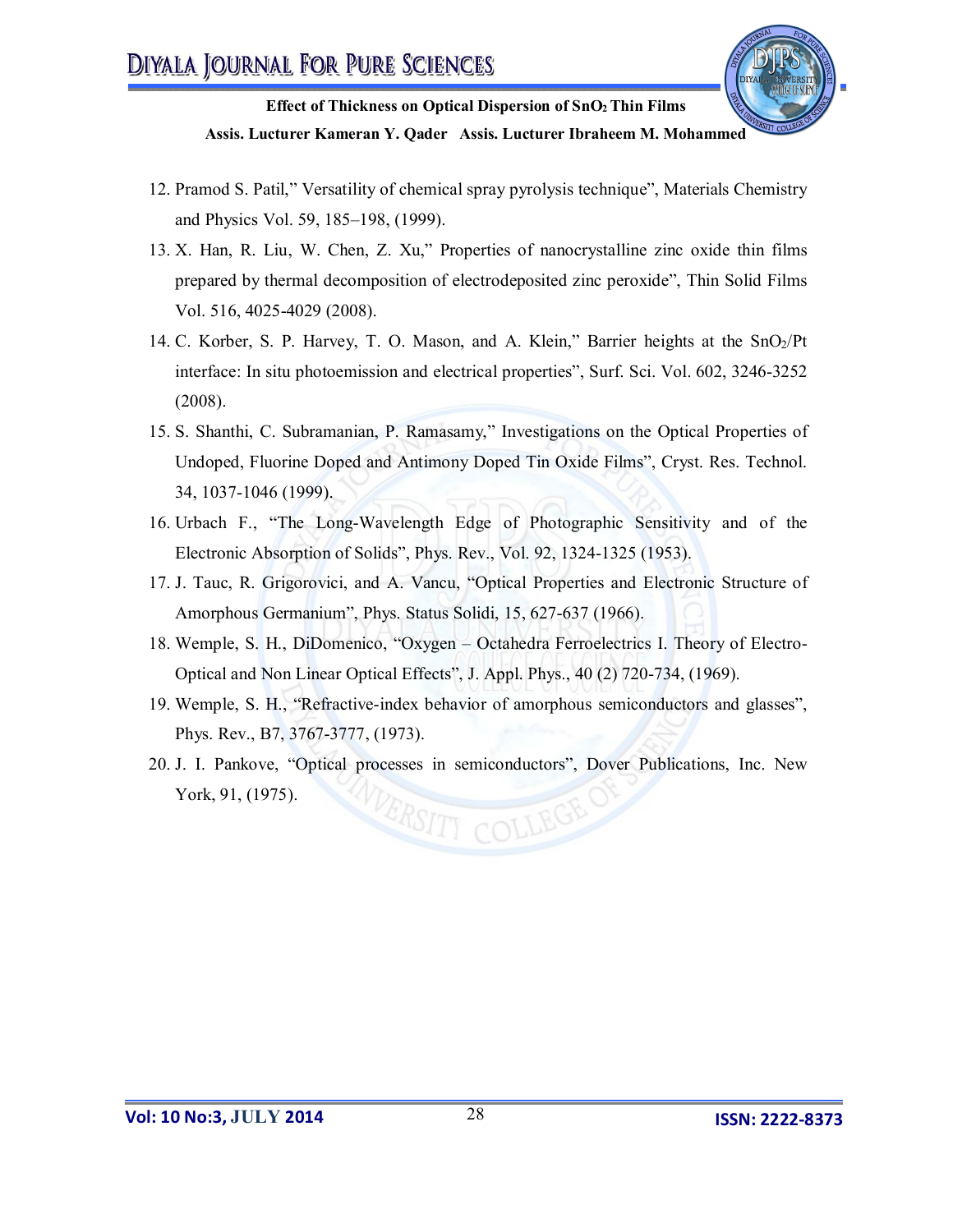12. Pramod S. Patil," Versatility of chemical spray pyrolysis technique", Materials Chemistry and Physics Vol. 59, 185–198, (1999).
13. X. Han, R. Liu, W. Chen, Z. Xu," Properties of nanocrystalline zinc oxide thin films prepared by thermal decomposition of electrodeposited zinc peroxide", Thin Solid Films Vol. 516, 4025-4029 (2008).
14. C. Korber, S. P. Harvey, T. O. Mason, and A. Klein," Barrier heights at the $SnO_2$/Pt interface: In situ photoemission and electrical properties", Surf. Sci. Vol. 602, 3246-3252 (2008).
15. S. Shanthi, C. Subramanian, P. Ramasamy," Investigations on the Optical Properties of Undoped, Fluorine Doped and Antimony Doped Tin Oxide Films", Cryst. Res. Technol. 34, 1037-1046 (1999).
16. Urbach F., "The Long-Wavelength Edge of Photographic Sensitivity and of the Electronic Absorption of Solids", Phys. Rev., Vol. 92, 1324-1325 (1953).
17. J. Tauc, R. Grigorovici, and A. Vancu, "Optical Properties and Electronic Structure of Amorphous Germanium", Phys. Status Solidi, 15, 627-637 (1966).
18. Wemple, S. H., DiDomenico, "Oxygen – Octahedra Ferroelectrics I. Theory of Electro-Optical and Non Linear Optical Effects", J. Appl. Phys., 40 (2) 720-734, (1969).
19. Wemple, S. H., "Refractive-index behavior of amorphous semiconductors and glasses", Phys. Rev., B7, 3767-3777, (1973).
20. J. I. Pankove, "Optical processes in semiconductors", Dover Publications, Inc. New York, 91, (1975).